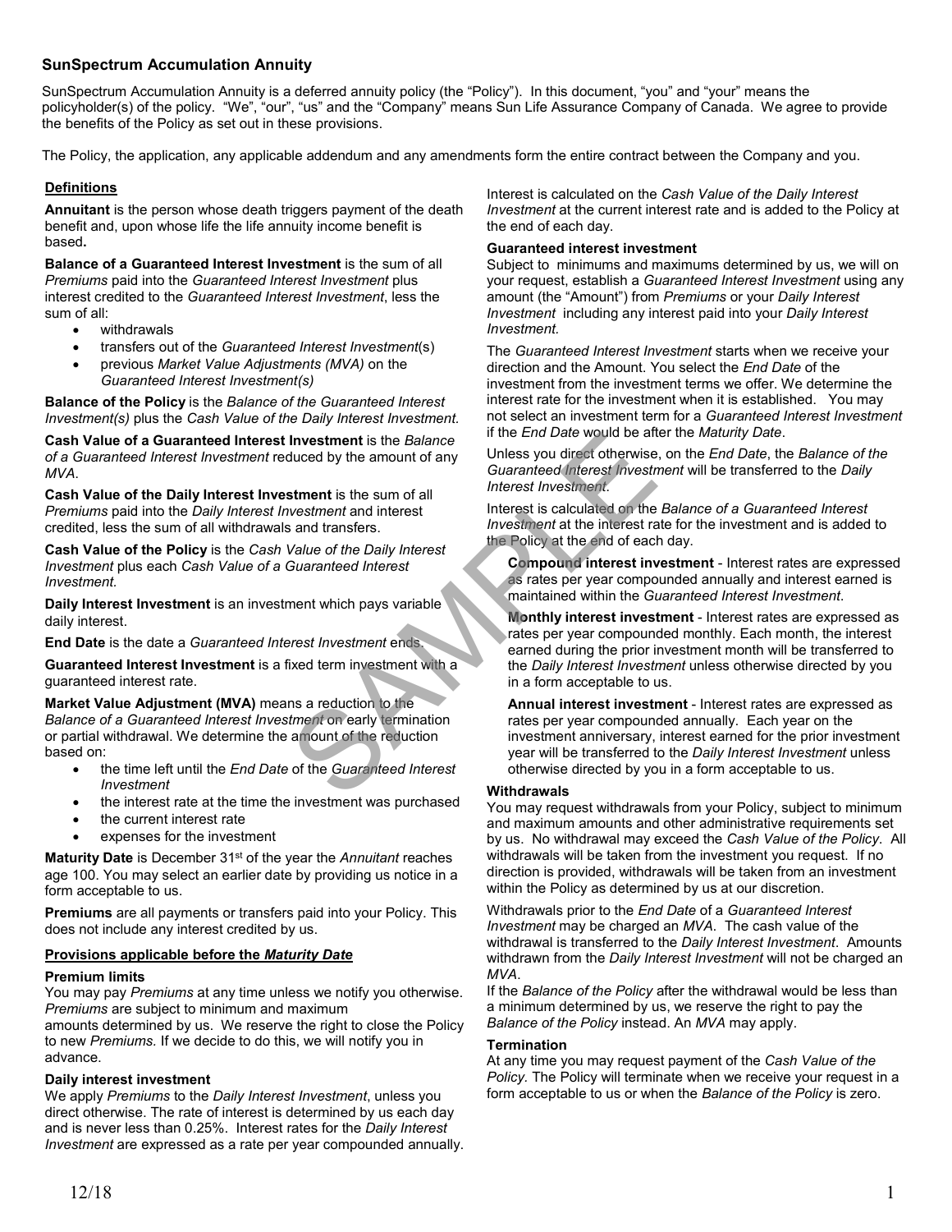# SunSpectrum Accumulation Annuity

SunSpectrum Accumulation Annuity is a deferred annuity policy (the "Policy"). In this document, "you" and "your" means the policyholder(s) of the policy. "We", "our", "us" and the "Company" means Sun Life Assurance Company of Canada. We agree to provide the benefits of the Policy as set out in these provisions.

The Policy, the application, any applicable addendum and any amendments form the entire contract between the Company and you.

## Definitions

**Annuitant** is the person whose death triggers payment of the death benefit and, upon whose life the life annuity income benefit is based**.**

**Balance of a Guaranteed Interest Investment** is the sum of all *Premiums* paid into the *Guaranteed Interest Investment* plus interest credited to the *Guaranteed Interest Investment*, less the sum of all:

- withdrawals
- transfers out of the *Guaranteed Interest Investment*(s)
- previous *Market Value Adjustments (MVA)* on the *Guaranteed Interest Investment(s)*

**Balance of the Policy** is the *Balance of the Guaranteed Interest Investment(s)* plus the *Cash Value of the Daily Interest Investment.*

**Cash Value of a Guaranteed Interest Investment** is the *Balance of a Guaranteed Interest Investment* reduced by the amount of any *MVA*.

**Cash Value of the Daily Interest Investment** is the sum of all *Premiums* paid into the *Daily Interest Investment* and interest credited, less the sum of all withdrawals and transfers.

**Cash Value of the Policy** is the *Cash Value of the Daily Interest Investment* plus each *Cash Value of a Guaranteed Interest Investment.*

**Daily Interest Investment** is an investment which pays variable daily interest.

**End Date** is the date a *Guaranteed Interest Investment* ends.

**Guaranteed Interest Investment** is a fixed term investment with a guaranteed interest rate.

**Market Value Adjustment (MVA)** means a reduction to the *Balance of a Guaranteed Interest Investment* on early termination or partial withdrawal. We determine the amount of the reduction based on:

- the time left until the *End Date* of the *Guaranteed Interest Investment*
- the interest rate at the time the investment was purchased
- the current interest rate
- expenses for the investment

**Maturity Date** is December 31st of the year the *Annuitant* reaches age 100. You may select an earlier date by providing us notice in a form acceptable to us.

**Premiums** are all payments or transfers paid into your Policy. This does not include any interest credited by us.

## Provisions applicable before the *Maturity Date*

### Premium limits

You may pay *Premiums* at any time unless we notify you otherwise. *Premiums* are subject to minimum and maximum amounts determined by us. We reserve the right to close the Policy to new *Premiums.* If we decide to do this, we will notify you in advance.

### Daily interest investment

We apply *Premiums* to the *Daily Interest Investment*, unless you direct otherwise. The rate of interest is determined by us each day and is never less than 0.25%. Interest rates for the *Daily Interest Investment* are expressed as a rate per year compounded annually.

Interest is calculated on the *Cash Value of the Daily Interest Investment* at the current interest rate and is added to the Policy at the end of each day.

### Guaranteed interest investment

Subject to minimums and maximums determined by us, we will on your request, establish a *Guaranteed Interest Investment* using any amount (the "Amount") from *Premiums* or your *Daily Interest Investment* including any interest paid into your *Daily Interest Investment.*

The *Guaranteed Interest Investment* starts when we receive your direction and the Amount. You select the *End Date* of the investment from the investment terms we offer. We determine the interest rate for the investment when it is established. You may not select an investment term for a *Guaranteed Interest Investment* if the *End Date* would be after the *Maturity Date*.

Unless you direct otherwise, on the *End Date*, the *Balance of the Guaranteed Interest Investment* will be transferred to the *Daily Interest Investment*.

Interest is calculated on the *Balance of a Guaranteed Interest Investment* at the interest rate for the investment and is added to the Policy at the end of each day.

**Compound interest investment** - Interest rates are expressed as rates per year compounded annually and interest earned is maintained within the *Guaranteed Interest Investment*.

**Monthly interest investment** - Interest rates are expressed as rates per year compounded monthly. Each month, the interest earned during the prior investment month will be transferred to the *Daily Interest Investment* unless otherwise directed by you in a form acceptable to us.

**Annual interest investment** - Interest rates are expressed as rates per year compounded annually. Each year on the investment anniversary, interest earned for the prior investment year will be transferred to the *Daily Interest Investment* unless otherwise directed by you in a form acceptable to us.

### Withdrawals

You may request withdrawals from your Policy, subject to minimum and maximum amounts and other administrative requirements set by us. No withdrawal may exceed the *Cash Value of the Policy*. All withdrawals will be taken from the investment you request. If no direction is provided, withdrawals will be taken from an investment within the Policy as determined by us at our discretion.

Withdrawals prior to the *End Date* of a *Guaranteed Interest Investment* may be charged an *MVA*. The cash value of the withdrawal is transferred to the *Daily Interest Investment*. Amounts withdrawn from the *Daily Interest Investment* will not be charged an *MVA*.

If the *Balance of the Policy* after the withdrawal would be less than a minimum determined by us, we reserve the right to pay the *Balance of the Policy* instead. An *MVA* may apply.

### Termination

At any time you may request payment of the *Cash Value of the Policy.* The Policy will terminate when we receive your request in a form acceptable to us or when the *Balance of the Policy* is zero.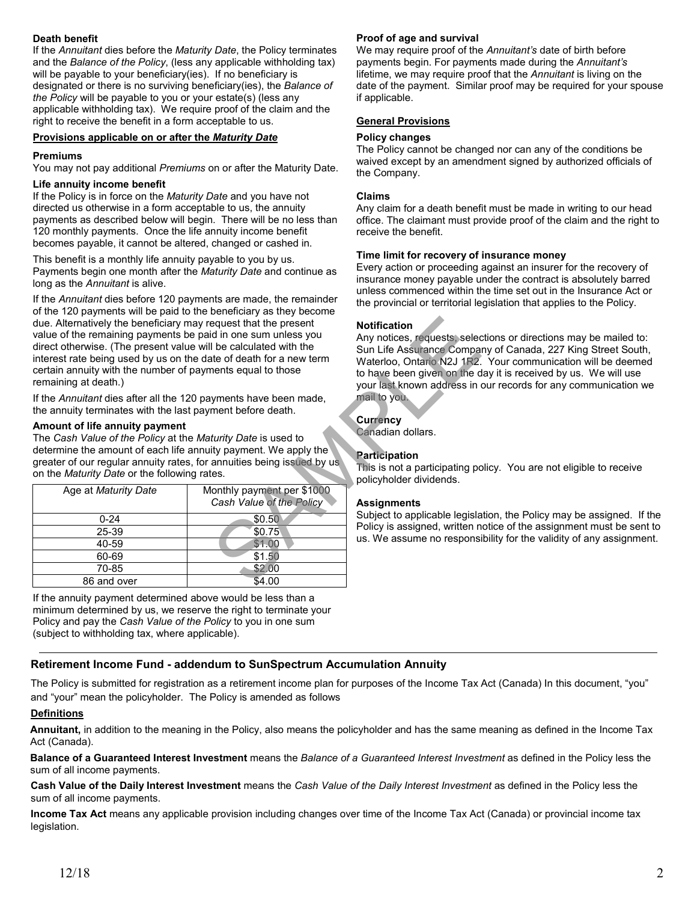**Death benefit**

If the *Annuitant* dies before the *Maturity Date*, the Policy terminates and the *Balance of the Policy*, (less any applicable withholding tax) will be payable to your beneficiary(ies). If no beneficiary is designated or there is no surviving beneficiary(ies), the *Balance of the Policy* will be payable to you or your estate(s) (less any applicable withholding tax). We require proof of the claim and the right to receive the benefit in a form acceptable to us.

**Provisions applicable on or after the *Maturity Date***

**Premiums**

You may not pay additional *Premiums* on or after the Maturity Date.

**Life annuity income benefit**

If the Policy is in force on the *Maturity Date* and you have not directed us otherwise in a form acceptable to us, the annuity payments as described below will begin. There will be no less than 120 monthly payments. Once the life annuity income benefit becomes payable, it cannot be altered, changed or cashed in.

This benefit is a monthly life annuity payable to you by us. Payments begin one month after the *Maturity Date* and continue as long as the *Annuitant* is alive.

If the *Annuitant* dies before 120 payments are made, the remainder of the 120 payments will be paid to the beneficiary as they become due. Alternatively the beneficiary may request that the present value of the remaining payments be paid in one sum unless you direct otherwise. (The present value will be calculated with the interest rate being used by us on the date of death for a new term certain annuity with the number of payments equal to those remaining at death.)

If the *Annuitant* dies after all the 120 payments have been made, the annuity terminates with the last payment before death.

**Amount of life annuity payment**

The *Cash Value of the Policy* at the *Maturity Date* is used to determine the amount of each life annuity payment. We apply the greater of our regular annuity rates, for annuities being issued by us on the *Maturity Date* or the following rates.

| Age at *Maturity Date* | Monthly payment per $1000 *Cash Value of the Policy* |
|---|---|
| 0-24 | $0.50 |
| 25-39 | $0.75 |
| 40-59 | $1.00 |
| 60-69 | $1.50 |
| 70-85 | $2.00 |
| 86 and over | $4.00 |

If the annuity payment determined above would be less than a minimum determined by us, we reserve the right to terminate your Policy and pay the *Cash Value of the Policy* to you in one sum (subject to withholding tax, where applicable).

**Proof of age and survival**

We may require proof of the *Annuitant's* date of birth before payments begin. For payments made during the *Annuitant's* lifetime, we may require proof that the *Annuitant* is living on the date of the payment. Similar proof may be required for your spouse if applicable.

**General Provisions**

**Policy changes**

The Policy cannot be changed nor can any of the conditions be waived except by an amendment signed by authorized officials of the Company.

**Claims**

Any claim for a death benefit must be made in writing to our head office. The claimant must provide proof of the claim and the right to receive the benefit.

**Time limit for recovery of insurance money**

Every action or proceeding against an insurer for the recovery of insurance money payable under the contract is absolutely barred unless commenced within the time set out in the Insurance Act or the provincial or territorial legislation that applies to the Policy.

**Notification**

Any notices, requests, selections or directions may be mailed to: Sun Life Assurance Company of Canada, 227 King Street South, Waterloo, Ontario N2J 1R2. Your communication will be deemed to have been given on the day it is received by us. We will use your last known address in our records for any communication we mail to you.

**Currency**

Canadian dollars.

**Participation**

This is not a participating policy. You are not eligible to receive policyholder dividends.

**Assignments**

Subject to applicable legislation, the Policy may be assigned. If the Policy is assigned, written notice of the assignment must be sent to us. We assume no responsibility for the validity of any assignment.

## Retirement Income Fund - addendum to SunSpectrum Accumulation Annuity

The Policy is submitted for registration as a retirement income plan for purposes of the Income Tax Act (Canada) In this document, "you" and "your" mean the policyholder. The Policy is amended as follows

**Definitions**

**Annuitant,** in addition to the meaning in the Policy, also means the policyholder and has the same meaning as defined in the Income Tax Act (Canada).

**Balance of a Guaranteed Interest Investment** means the *Balance of a Guaranteed Interest Investment* as defined in the Policy less the sum of all income payments.

**Cash Value of the Daily Interest Investment** means the *Cash Value of the Daily Interest Investment* as defined in the Policy less the sum of all income payments.

**Income Tax Act** means any applicable provision including changes over time of the Income Tax Act (Canada) or provincial income tax legislation.

12/18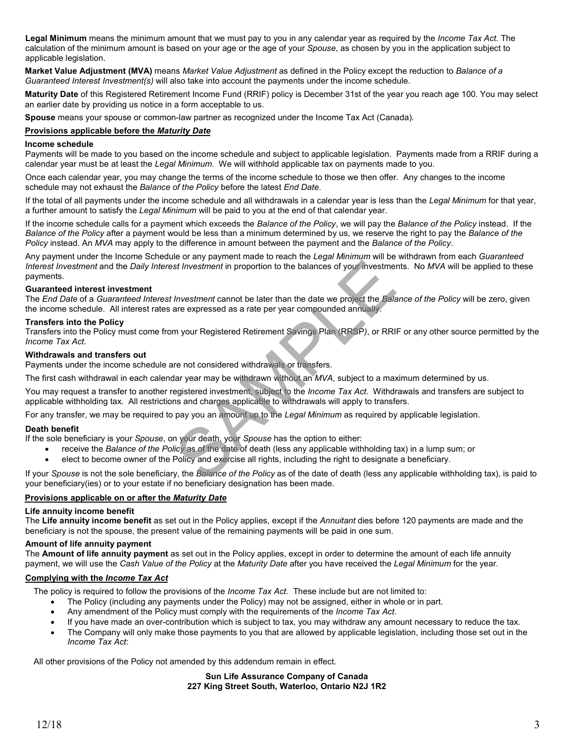**Legal Minimum** means the minimum amount that we must pay to you in any calendar year as required by the *Income Tax Act.* The calculation of the minimum amount is based on your age or the age of your *Spouse*, as chosen by you in the application subject to applicable legislation.

**Market Value Adjustment (MVA)** means *Market Value Adjustment* as defined in the Policy except the reduction to *Balance of a Guaranteed Interest Investment(s)* will also take into account the payments under the income schedule.

**Maturity Date** of this Registered Retirement Income Fund (RRIF) policy is December 31st of the year you reach age 100. You may select an earlier date by providing us notice in a form acceptable to us.

**Spouse** means your spouse or common-law partner as recognized under the Income Tax Act (Canada).

**Provisions applicable before the *Maturity Date***

**Income schedule**

Payments will be made to you based on the income schedule and subject to applicable legislation. Payments made from a RRIF during a calendar year must be at least the *Legal Minimum*. We will withhold applicable tax on payments made to you.

Once each calendar year, you may change the terms of the income schedule to those we then offer. Any changes to the income schedule may not exhaust the *Balance of the Policy* before the latest *End Date*.

If the total of all payments under the income schedule and all withdrawals in a calendar year is less than the *Legal Minimum* for that year, a further amount to satisfy the *Legal Minimum* will be paid to you at the end of that calendar year.

If the income schedule calls for a payment which exceeds the *Balance of the Policy*, we will pay the *Balance of the Policy* instead. If the *Balance of the Policy* after a payment would be less than a minimum determined by us, we reserve the right to pay the *Balance of the Policy* instead. An *MVA* may apply to the difference in amount between the payment and the *Balance of the Policy*.

Any payment under the Income Schedule or any payment made to reach the *Legal Minimum* will be withdrawn from each *Guaranteed Interest Investment* and the *Daily Interest Investment* in proportion to the balances of your investments. No *MVA* will be applied to these payments.

**Guaranteed interest investment**

The *End Date* of a *Guaranteed Interest Investment* cannot be later than the date we project the *Balance of the Policy* will be zero, given the income schedule. All interest rates are expressed as a rate per year compounded annually.

**Transfers into the Policy**

Transfers into the Policy must come from your Registered Retirement Savings Plan (RRSP), or RRIF or any other source permitted by the *Income Tax Act*.

**Withdrawals and transfers out**

Payments under the income schedule are not considered withdrawals or transfers.

The first cash withdrawal in each calendar year may be withdrawn without an *MVA*, subject to a maximum determined by us.

You may request a transfer to another registered investment, subject to the *Income Tax Act*. Withdrawals and transfers are subject to applicable withholding tax. All restrictions and charges applicable to withdrawals will apply to transfers.

For any transfer, we may be required to pay you an amount up to the *Legal Minimum* as required by applicable legislation.

**Death benefit**

If the sole beneficiary is your *Spouse*, on your death, your *Spouse* has the option to either:

- receive the *Balance of the Policy* as of the date of death (less any applicable withholding tax) in a lump sum; or
- elect to become owner of the Policy and exercise all rights, including the right to designate a beneficiary.

If your *Spouse* is not the sole beneficiary, the *Balance of the Policy* as of the date of death (less any applicable withholding tax), is paid to your beneficiary(ies) or to your estate if no beneficiary designation has been made.

**Provisions applicable on or after the *Maturity Date***

**Life annuity income benefit**

The **Life annuity income benefit** as set out in the Policy applies, except if the *Annuitant* dies before 120 payments are made and the beneficiary is not the spouse, the present value of the remaining payments will be paid in one sum.

**Amount of life annuity payment**

The **Amount of life annuity payment** as set out in the Policy applies, except in order to determine the amount of each life annuity payment, we will use the *Cash Value of the Policy* at the *Maturity Date* after you have received the *Legal Minimum* for the year.

**Complying with the *Income Tax Act***

The policy is required to follow the provisions of the *Income Tax Act*. These include but are not limited to:

- The Policy (including any payments under the Policy) may not be assigned, either in whole or in part.
- Any amendment of the Policy must comply with the requirements of the *Income Tax Act*.
- If you have made an over-contribution which is subject to tax, you may withdraw any amount necessary to reduce the tax.
- The Company will only make those payments to you that are allowed by applicable legislation, including those set out in the *Income Tax Act*:

All other provisions of the Policy not amended by this addendum remain in effect.

**Sun Life Assurance Company of Canada**
**227 King Street South, Waterloo, Ontario N2J 1R2**

12/18